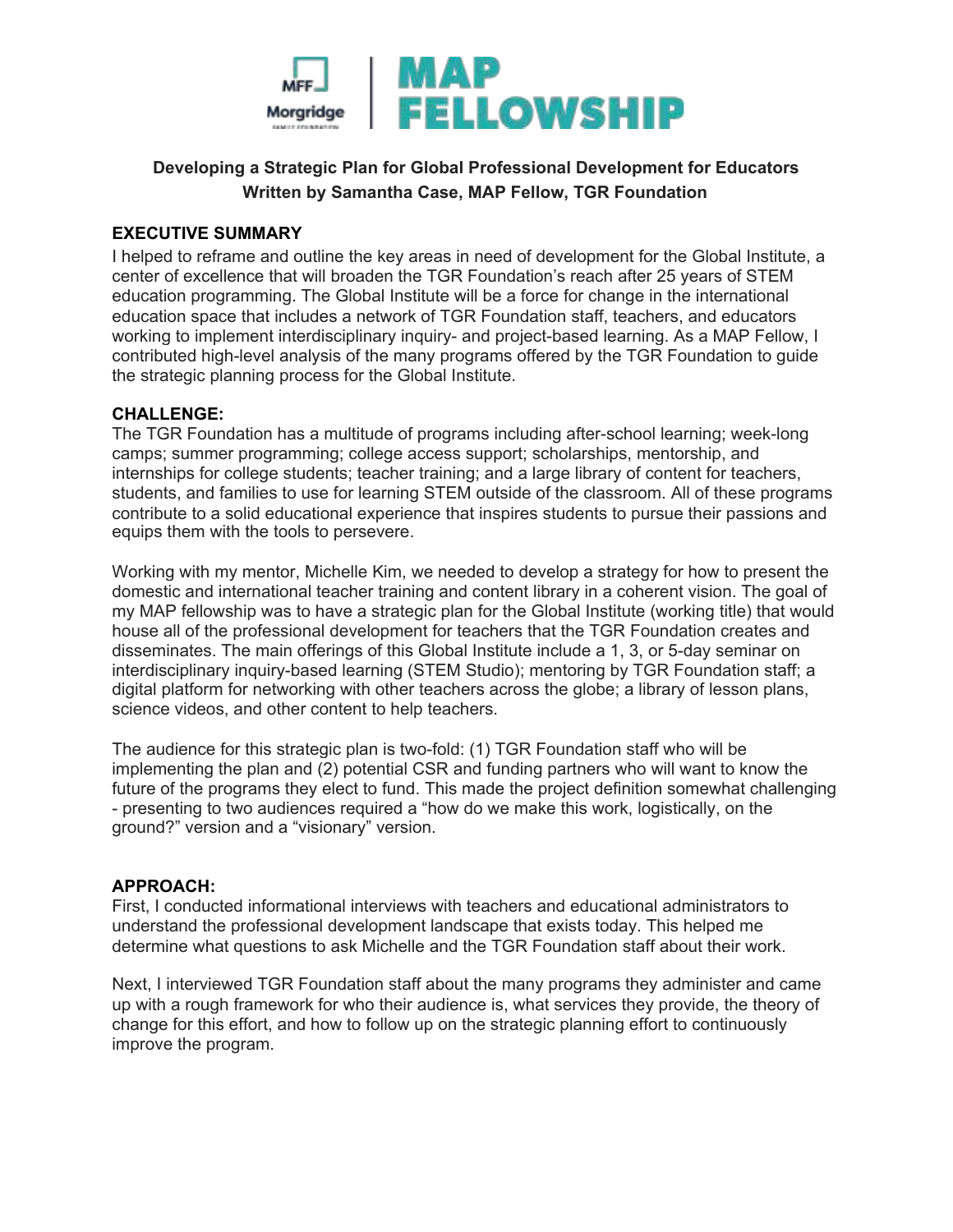MFF Morgridge | MAP FELLOWSHIP

**Developing a Strategic Plan for Global Professional Development for Educators**
**Written by Samantha Case, MAP Fellow, TGR Foundation**

## EXECUTIVE SUMMARY

I helped to reframe and outline the key areas in need of development for the Global Institute, a center of excellence that will broaden the TGR Foundation's reach after 25 years of STEM education programming. The Global Institute will be a force for change in the international education space that includes a network of TGR Foundation staff, teachers, and educators working to implement interdisciplinary inquiry- and project-based learning. As a MAP Fellow, I contributed high-level analysis of the many programs offered by the TGR Foundation to guide the strategic planning process for the Global Institute.

## CHALLENGE:

The TGR Foundation has a multitude of programs including after-school learning; week-long camps; summer programming; college access support; scholarships, mentorship, and internships for college students; teacher training; and a large library of content for teachers, students, and families to use for learning STEM outside of the classroom. All of these programs contribute to a solid educational experience that inspires students to pursue their passions and equips them with the tools to persevere.

Working with my mentor, Michelle Kim, we needed to develop a strategy for how to present the domestic and international teacher training and content library in a coherent vision. The goal of my MAP fellowship was to have a strategic plan for the Global Institute (working title) that would house all of the professional development for teachers that the TGR Foundation creates and disseminates. The main offerings of this Global Institute include a 1, 3, or 5-day seminar on interdisciplinary inquiry-based learning (STEM Studio); mentoring by TGR Foundation staff; a digital platform for networking with other teachers across the globe; a library of lesson plans, science videos, and other content to help teachers.

The audience for this strategic plan is two-fold: (1) TGR Foundation staff who will be implementing the plan and (2) potential CSR and funding partners who will want to know the future of the programs they elect to fund. This made the project definition somewhat challenging - presenting to two audiences required a "how do we make this work, logistically, on the ground?" version and a "visionary" version.

## APPROACH:

First, I conducted informational interviews with teachers and educational administrators to understand the professional development landscape that exists today. This helped me determine what questions to ask Michelle and the TGR Foundation staff about their work.

Next, I interviewed TGR Foundation staff about the many programs they administer and came up with a rough framework for who their audience is, what services they provide, the theory of change for this effort, and how to follow up on the strategic planning effort to continuously improve the program.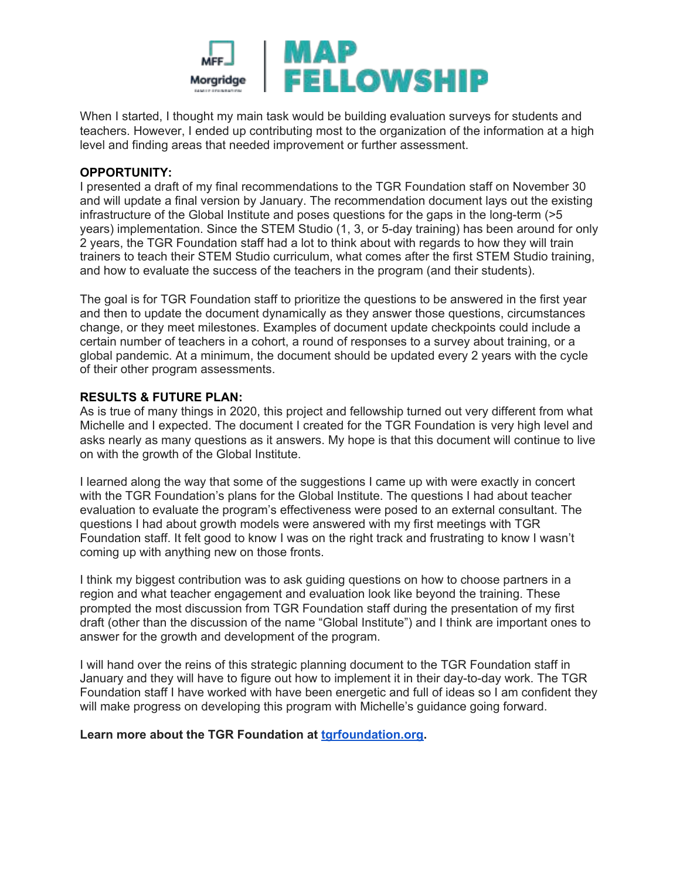When I started, I thought my main task would be building evaluation surveys for students and teachers. However, I ended up contributing most to the organization of the information at a high level and finding areas that needed improvement or further assessment.

**OPPORTUNITY:**

I presented a draft of my final recommendations to the TGR Foundation staff on November 30 and will update a final version by January. The recommendation document lays out the existing infrastructure of the Global Institute and poses questions for the gaps in the long-term (>5 years) implementation. Since the STEM Studio (1, 3, or 5-day training) has been around for only 2 years, the TGR Foundation staff had a lot to think about with regards to how they will train trainers to teach their STEM Studio curriculum, what comes after the first STEM Studio training, and how to evaluate the success of the teachers in the program (and their students).

The goal is for TGR Foundation staff to prioritize the questions to be answered in the first year and then to update the document dynamically as they answer those questions, circumstances change, or they meet milestones. Examples of document update checkpoints could include a certain number of teachers in a cohort, a round of responses to a survey about training, or a global pandemic. At a minimum, the document should be updated every 2 years with the cycle of their other program assessments.

**RESULTS & FUTURE PLAN:**

As is true of many things in 2020, this project and fellowship turned out very different from what Michelle and I expected. The document I created for the TGR Foundation is very high level and asks nearly as many questions as it answers. My hope is that this document will continue to live on with the growth of the Global Institute.

I learned along the way that some of the suggestions I came up with were exactly in concert with the TGR Foundation's plans for the Global Institute. The questions I had about teacher evaluation to evaluate the program's effectiveness were posed to an external consultant. The questions I had about growth models were answered with my first meetings with TGR Foundation staff. It felt good to know I was on the right track and frustrating to know I wasn't coming up with anything new on those fronts.

I think my biggest contribution was to ask guiding questions on how to choose partners in a region and what teacher engagement and evaluation look like beyond the training. These prompted the most discussion from TGR Foundation staff during the presentation of my first draft (other than the discussion of the name "Global Institute") and I think are important ones to answer for the growth and development of the program.

I will hand over the reins of this strategic planning document to the TGR Foundation staff in January and they will have to figure out how to implement it in their day-to-day work. The TGR Foundation staff I have worked with have been energetic and full of ideas so I am confident they will make progress on developing this program with Michelle's guidance going forward.

**Learn more about the TGR Foundation at [tgrfoundation.org](https://tgrfoundation.org).**